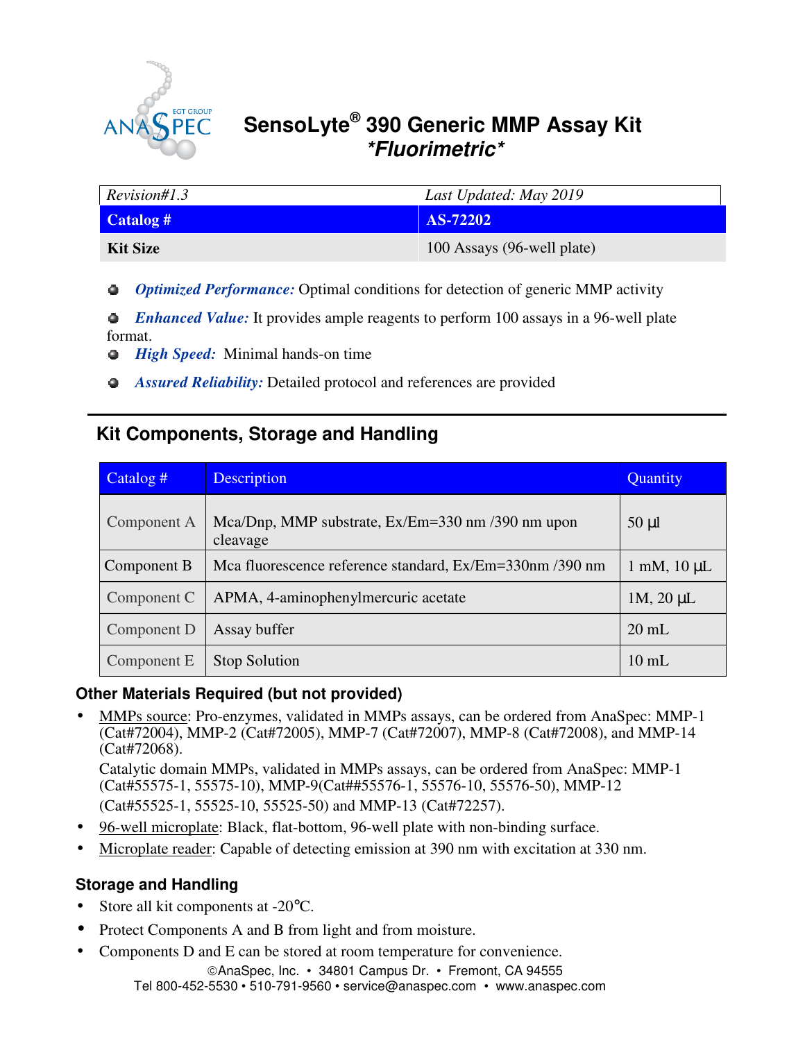# SensoLyte® 390 Generic MMP Assay Kit
## *\*Fluorimetric\**

| *Revision#1.3* | *Last Updated: May 2019* |
|---|---|
| **Catalog #** | **AS-72202** |
| **Kit Size** | 100 Assays (96-well plate) |

- ***Optimized Performance:*** Optimal conditions for detection of generic MMP activity
- ***Enhanced Value:*** It provides ample reagents to perform 100 assays in a 96-well plate format.
- ***High Speed:*** Minimal hands-on time
- ***Assured Reliability:*** Detailed protocol and references are provided

## Kit Components, Storage and Handling

| Catalog # | Description | Quantity |
|---|---|---|
| Component A | Mca/Dnp, MMP substrate, Ex/Em=330 nm /390 nm upon cleavage | 50 µl |
| Component B | Mca fluorescence reference standard, Ex/Em=330nm /390 nm | 1 mM, 10 µL |
| Component C | APMA, 4-aminophenylmercuric acetate | 1M, 20 µL |
| Component D | Assay buffer | 20 mL |
| Component E | Stop Solution | 10 mL |

### Other Materials Required (but not provided)

- MMPs source: Pro-enzymes, validated in MMPs assays, can be ordered from AnaSpec: MMP-1 (Cat#72004), MMP-2 (Cat#72005), MMP-7 (Cat#72007), MMP-8 (Cat#72008), and MMP-14 (Cat#72068).

  Catalytic domain MMPs, validated in MMPs assays, can be ordered from AnaSpec: MMP-1 (Cat#55575-1, 55575-10), MMP-9(Cat##55576-1, 55576-10, 55576-50), MMP-12 (Cat#55525-1, 55525-10, 55525-50) and MMP-13 (Cat#72257).
- 96-well microplate: Black, flat-bottom, 96-well plate with non-binding surface.
- Microplate reader: Capable of detecting emission at 390 nm with excitation at 330 nm.

### Storage and Handling

- Store all kit components at -20°C.
- Protect Components A and B from light and from moisture.
- Components D and E can be stored at room temperature for convenience.

©AnaSpec, Inc. • 34801 Campus Dr. • Fremont, CA 94555
Tel 800-452-5530 • 510-791-9560 • service@anaspec.com • www.anaspec.com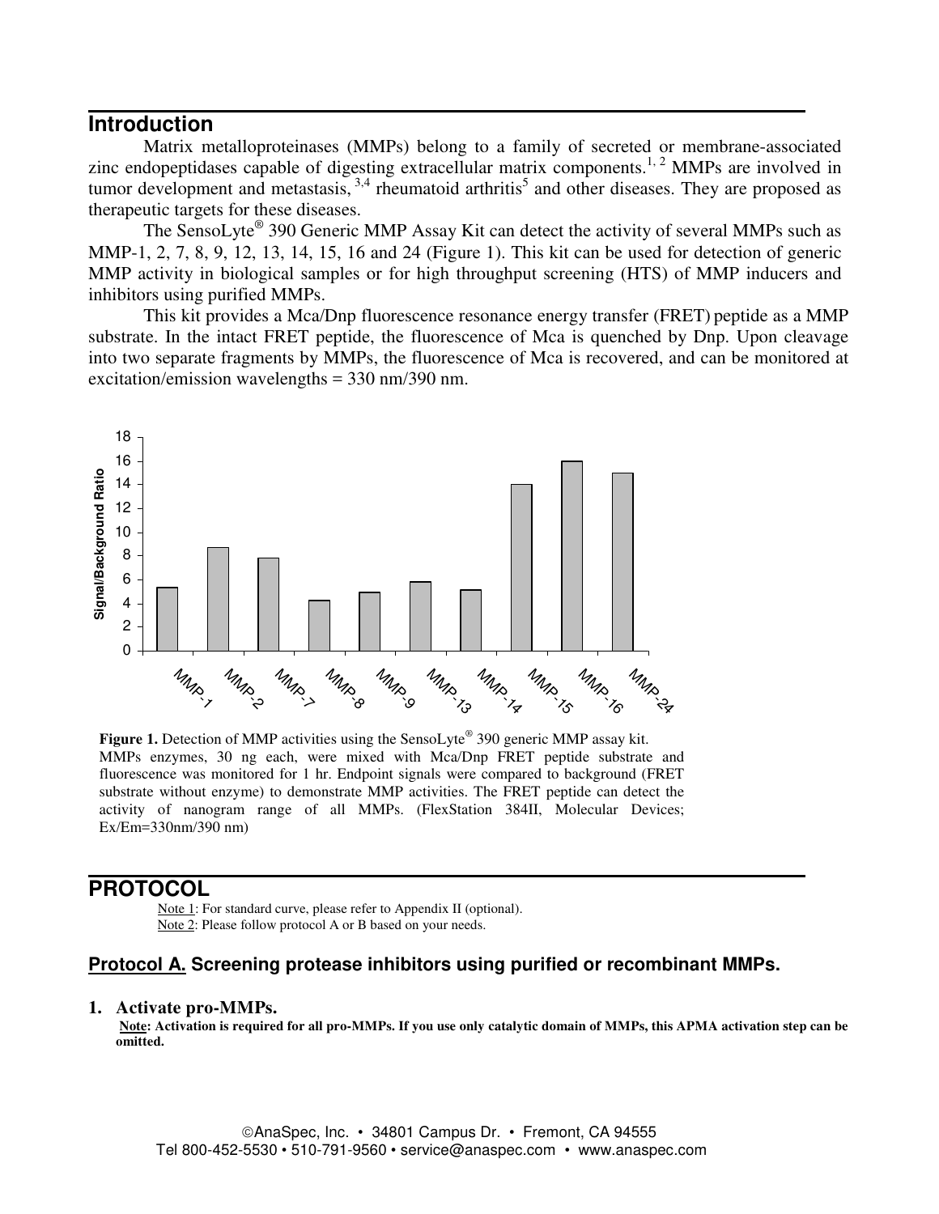## Introduction

Matrix metalloproteinases (MMPs) belong to a family of secreted or membrane-associated zinc endopeptidases capable of digesting extracellular matrix components.[1, 2] MMPs are involved in tumor development and metastasis,[3,4] rheumatoid arthritis[5] and other diseases. They are proposed as therapeutic targets for these diseases.

The SensoLyte® 390 Generic MMP Assay Kit can detect the activity of several MMPs such as MMP-1, 2, 7, 8, 9, 12, 13, 14, 15, 16 and 24 (Figure 1). This kit can be used for detection of generic MMP activity in biological samples or for high throughput screening (HTS) of MMP inducers and inhibitors using purified MMPs.

This kit provides a Mca/Dnp fluorescence resonance energy transfer (FRET) peptide as a MMP substrate. In the intact FRET peptide, the fluorescence of Mca is quenched by Dnp. Upon cleavage into two separate fragments by MMPs, the fluorescence of Mca is recovered, and can be monitored at excitation/emission wavelengths = 330 nm/390 nm.

**Figure 1.** Detection of MMP activities using the SensoLyte® 390 generic MMP assay kit. MMPs enzymes, 30 ng each, were mixed with Mca/Dnp FRET peptide substrate and fluorescence was monitored for 1 hr. Endpoint signals were compared to background (FRET substrate without enzyme) to demonstrate MMP activities. The FRET peptide can detect the activity of nanogram range of all MMPs. (FlexStation 384II, Molecular Devices; Ex/Em=330nm/390 nm)

## PROTOCOL

Note 1: For standard curve, please refer to Appendix II (optional).
Note 2: Please follow protocol A or B based on your needs.

### Protocol A. Screening protease inhibitors using purified or recombinant MMPs.

**1. Activate pro-MMPs.**

**Note: Activation is required for all pro-MMPs. If you use only catalytic domain of MMPs, this APMA activation step can be omitted.**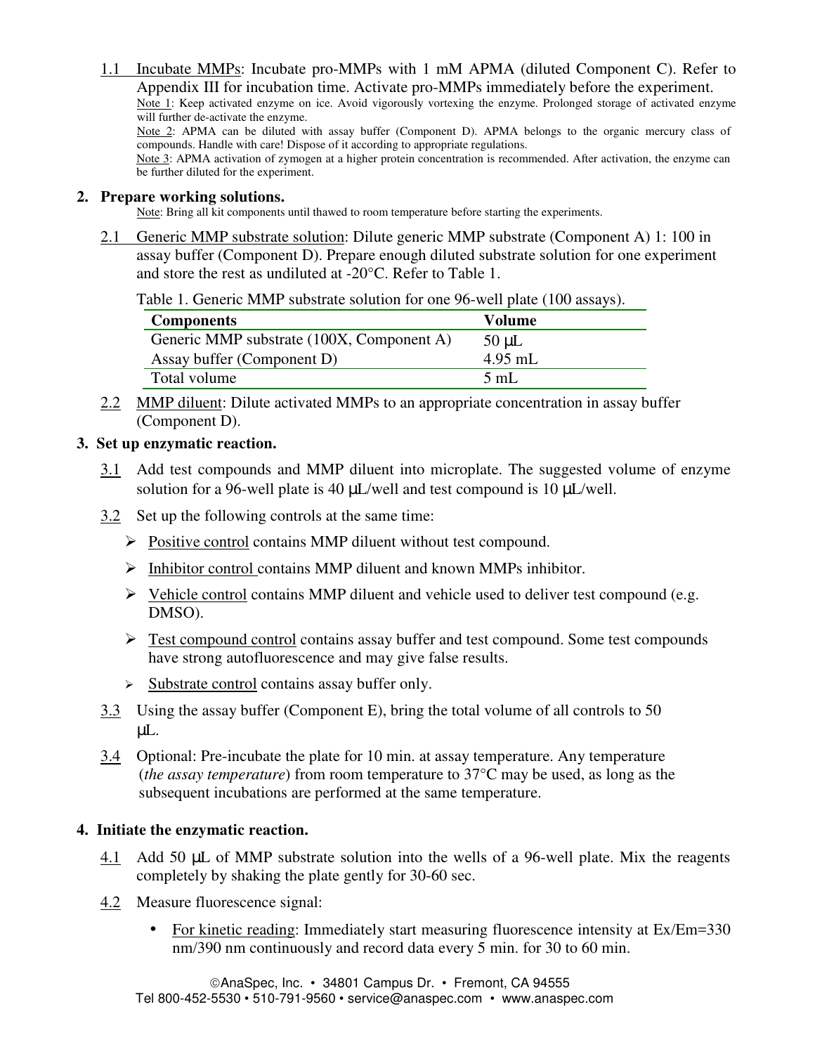1.1 Incubate MMPs: Incubate pro-MMPs with 1 mM APMA (diluted Component C). Refer to Appendix III for incubation time. Activate pro-MMPs immediately before the experiment.

Note 1: Keep activated enzyme on ice. Avoid vigorously vortexing the enzyme. Prolonged storage of activated enzyme will further de-activate the enzyme.

Note 2: APMA can be diluted with assay buffer (Component D). APMA belongs to the organic mercury class of compounds. Handle with care! Dispose of it according to appropriate regulations.

Note 3: APMA activation of zymogen at a higher protein concentration is recommended. After activation, the enzyme can be further diluted for the experiment.

**2. Prepare working solutions.**

Note: Bring all kit components until thawed to room temperature before starting the experiments.

2.1 Generic MMP substrate solution: Dilute generic MMP substrate (Component A) 1: 100 in assay buffer (Component D). Prepare enough diluted substrate solution for one experiment and store the rest as undiluted at -20°C. Refer to Table 1.

Table 1. Generic MMP substrate solution for one 96-well plate (100 assays).

| Components | Volume |
|---|---|
| Generic MMP substrate (100X, Component A) | 50 µL |
| Assay buffer (Component D) | 4.95 mL |
| Total volume | 5 mL |

2.2 MMP diluent: Dilute activated MMPs to an appropriate concentration in assay buffer (Component D).

**3. Set up enzymatic reaction.**

3.1 Add test compounds and MMP diluent into microplate. The suggested volume of enzyme solution for a 96-well plate is 40 µL/well and test compound is 10 µL/well.

3.2 Set up the following controls at the same time:

- Positive control contains MMP diluent without test compound.
- Inhibitor control contains MMP diluent and known MMPs inhibitor.
- Vehicle control contains MMP diluent and vehicle used to deliver test compound (e.g. DMSO).
- Test compound control contains assay buffer and test compound. Some test compounds have strong autofluorescence and may give false results.
- Substrate control contains assay buffer only.

3.3 Using the assay buffer (Component E), bring the total volume of all controls to 50 µL.

3.4 Optional: Pre-incubate the plate for 10 min. at assay temperature. Any temperature (*the assay temperature*) from room temperature to 37°C may be used, as long as the subsequent incubations are performed at the same temperature.

**4. Initiate the enzymatic reaction.**

4.1 Add 50 µL of MMP substrate solution into the wells of a 96-well plate. Mix the reagents completely by shaking the plate gently for 30-60 sec.

4.2 Measure fluorescence signal:

- For kinetic reading: Immediately start measuring fluorescence intensity at Ex/Em=330 nm/390 nm continuously and record data every 5 min. for 30 to 60 min.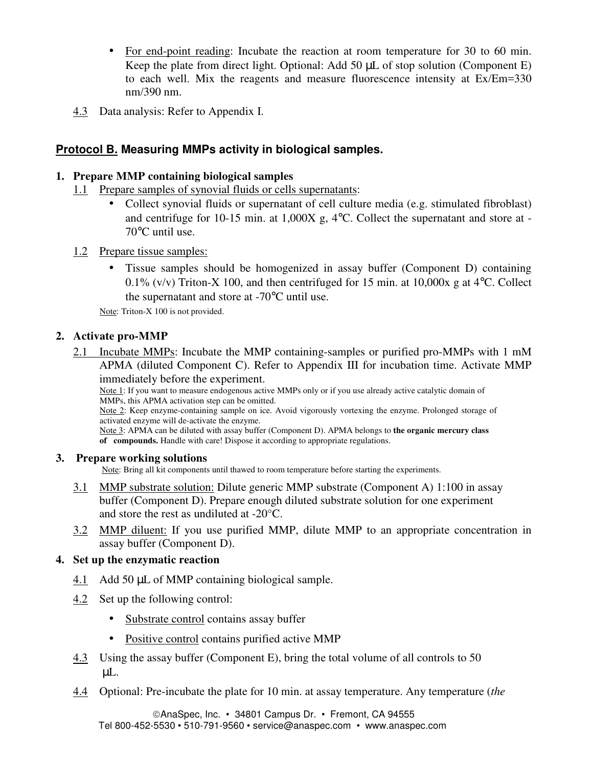- For end-point reading: Incubate the reaction at room temperature for 30 to 60 min. Keep the plate from direct light. Optional: Add 50 µL of stop solution (Component E) to each well. Mix the reagents and measure fluorescence intensity at Ex/Em=330 nm/390 nm.

4.3 Data analysis: Refer to Appendix I.

## Protocol B. Measuring MMPs activity in biological samples.

**1. Prepare MMP containing biological samples**

1.1 Prepare samples of synovial fluids or cells supernatants:

- Collect synovial fluids or supernatant of cell culture media (e.g. stimulated fibroblast) and centrifuge for 10-15 min. at 1,000X g, 4°C. Collect the supernatant and store at -70°C until use.

1.2 Prepare tissue samples:

- Tissue samples should be homogenized in assay buffer (Component D) containing 0.1% (v/v) Triton-X 100, and then centrifuged for 15 min. at 10,000x g at 4°C. Collect the supernatant and store at -70°C until use.

Note: Triton-X 100 is not provided.

**2. Activate pro-MMP**

2.1 Incubate MMPs: Incubate the MMP containing-samples or purified pro-MMPs with 1 mM APMA (diluted Component C). Refer to Appendix III for incubation time. Activate MMP immediately before the experiment.

Note 1: If you want to measure endogenous active MMPs only or if you use already active catalytic domain of MMPs, this APMA activation step can be omitted.
Note 2: Keep enzyme-containing sample on ice. Avoid vigorously vortexing the enzyme. Prolonged storage of activated enzyme will de-activate the enzyme.
Note 3: APMA can be diluted with assay buffer (Component D). APMA belongs to **the organic mercury class of compounds.** Handle with care! Dispose it according to appropriate regulations.

**3. Prepare working solutions**

Note: Bring all kit components until thawed to room temperature before starting the experiments.

3.1 MMP substrate solution: Dilute generic MMP substrate (Component A) 1:100 in assay buffer (Component D). Prepare enough diluted substrate solution for one experiment and store the rest as undiluted at -20°C.

3.2 MMP diluent: If you use purified MMP, dilute MMP to an appropriate concentration in assay buffer (Component D).

**4. Set up the enzymatic reaction**

4.1 Add 50 µL of MMP containing biological sample.

4.2 Set up the following control:

- Substrate control contains assay buffer
- Positive control contains purified active MMP

4.3 Using the assay buffer (Component E), bring the total volume of all controls to 50 µL.

4.4 Optional: Pre-incubate the plate for 10 min. at assay temperature. Any temperature (*the*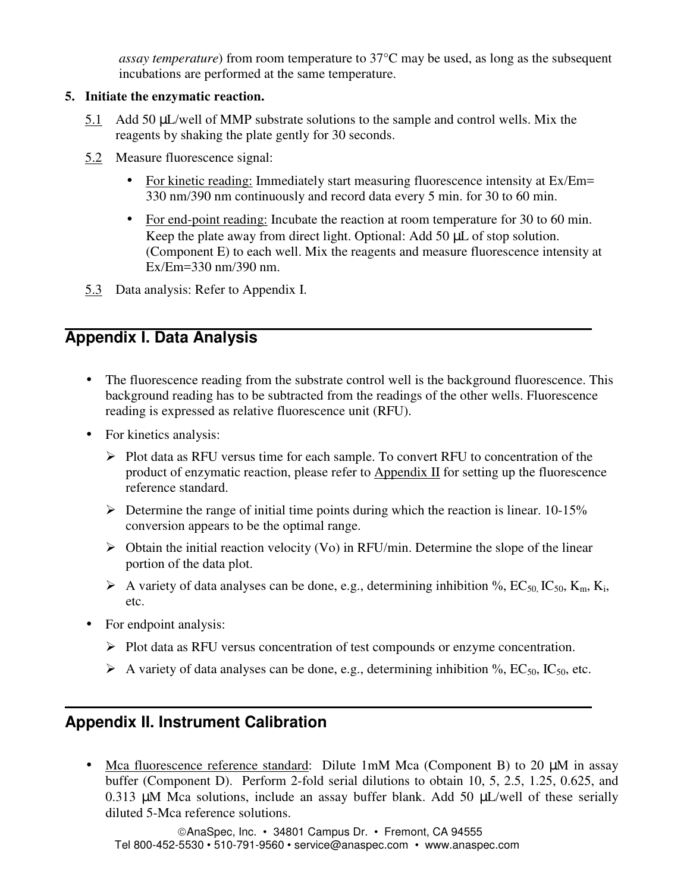*assay temperature*) from room temperature to 37°C may be used, as long as the subsequent incubations are performed at the same temperature.

**5. Initiate the enzymatic reaction.**

5.1 Add 50 µL/well of MMP substrate solutions to the sample and control wells. Mix the reagents by shaking the plate gently for 30 seconds.

5.2 Measure fluorescence signal:

- For kinetic reading: Immediately start measuring fluorescence intensity at Ex/Em= 330 nm/390 nm continuously and record data every 5 min. for 30 to 60 min.
- For end-point reading: Incubate the reaction at room temperature for 30 to 60 min. Keep the plate away from direct light. Optional: Add 50 µL of stop solution. (Component E) to each well. Mix the reagents and measure fluorescence intensity at Ex/Em=330 nm/390 nm.

5.3 Data analysis: Refer to Appendix I.

## Appendix I. Data Analysis

- The fluorescence reading from the substrate control well is the background fluorescence. This background reading has to be subtracted from the readings of the other wells. Fluorescence reading is expressed as relative fluorescence unit (RFU).
- For kinetics analysis:
  - Plot data as RFU versus time for each sample. To convert RFU to concentration of the product of enzymatic reaction, please refer to Appendix II for setting up the fluorescence reference standard.
  - Determine the range of initial time points during which the reaction is linear. 10-15% conversion appears to be the optimal range.
  - Obtain the initial reaction velocity (Vo) in RFU/min. Determine the slope of the linear portion of the data plot.
  - A variety of data analyses can be done, e.g., determining inhibition %, $EC_{50}$, $IC_{50}$, $K_m$, $K_i$, etc.
- For endpoint analysis:
  - Plot data as RFU versus concentration of test compounds or enzyme concentration.
  - A variety of data analyses can be done, e.g., determining inhibition %, $EC_{50}$, $IC_{50}$, etc.

## Appendix II. Instrument Calibration

- Mca fluorescence reference standard: Dilute 1mM Mca (Component B) to 20 µM in assay buffer (Component D). Perform 2-fold serial dilutions to obtain 10, 5, 2.5, 1.25, 0.625, and 0.313 µM Mca solutions, include an assay buffer blank. Add 50 µL/well of these serially diluted 5-Mca reference solutions.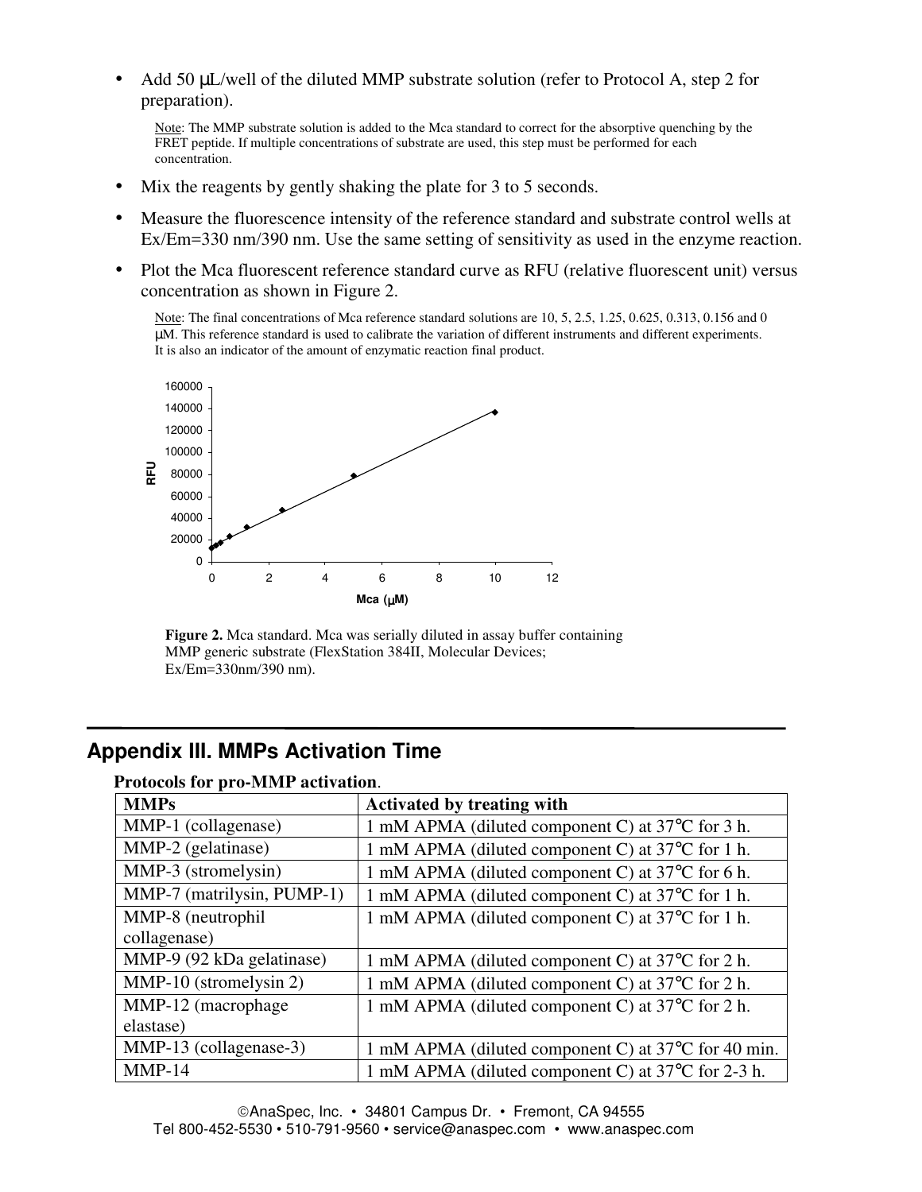- Add 50 µL/well of the diluted MMP substrate solution (refer to Protocol A, step 2 for preparation).

  Note: The MMP substrate solution is added to the Mca standard to correct for the absorptive quenching by the FRET peptide. If multiple concentrations of substrate are used, this step must be performed for each concentration.

- Mix the reagents by gently shaking the plate for 3 to 5 seconds.
- Measure the fluorescence intensity of the reference standard and substrate control wells at Ex/Em=330 nm/390 nm. Use the same setting of sensitivity as used in the enzyme reaction.
- Plot the Mca fluorescent reference standard curve as RFU (relative fluorescent unit) versus concentration as shown in Figure 2.

  Note: The final concentrations of Mca reference standard solutions are 10, 5, 2.5, 1.25, 0.625, 0.313, 0.156 and 0 µM. This reference standard is used to calibrate the variation of different instruments and different experiments. It is also an indicator of the amount of enzymatic reaction final product.

**Figure 2.** Mca standard. Mca was serially diluted in assay buffer containing MMP generic substrate (FlexStation 384II, Molecular Devices; Ex/Em=330nm/390 nm).

## Appendix III. MMPs Activation Time

**Protocols for pro-MMP activation**.

| MMPs | Activated by treating with |
|---|---|
| MMP-1 (collagenase) | 1 mM APMA (diluted component C) at 37°C for 3 h. |
| MMP-2 (gelatinase) | 1 mM APMA (diluted component C) at 37°C for 1 h. |
| MMP-3 (stromelysin) | 1 mM APMA (diluted component C) at 37°C for 6 h. |
| MMP-7 (matrilysin, PUMP-1) | 1 mM APMA (diluted component C) at 37°C for 1 h. |
| MMP-8 (neutrophil collagenase) | 1 mM APMA (diluted component C) at 37°C for 1 h. |
| MMP-9 (92 kDa gelatinase) | 1 mM APMA (diluted component C) at 37°C for 2 h. |
| MMP-10 (stromelysin 2) | 1 mM APMA (diluted component C) at 37°C for 2 h. |
| MMP-12 (macrophage elastase) | 1 mM APMA (diluted component C) at 37°C for 2 h. |
| MMP-13 (collagenase-3) | 1 mM APMA (diluted component C) at 37°C for 40 min. |
| MMP-14 | 1 mM APMA (diluted component C) at 37°C for 2-3 h. |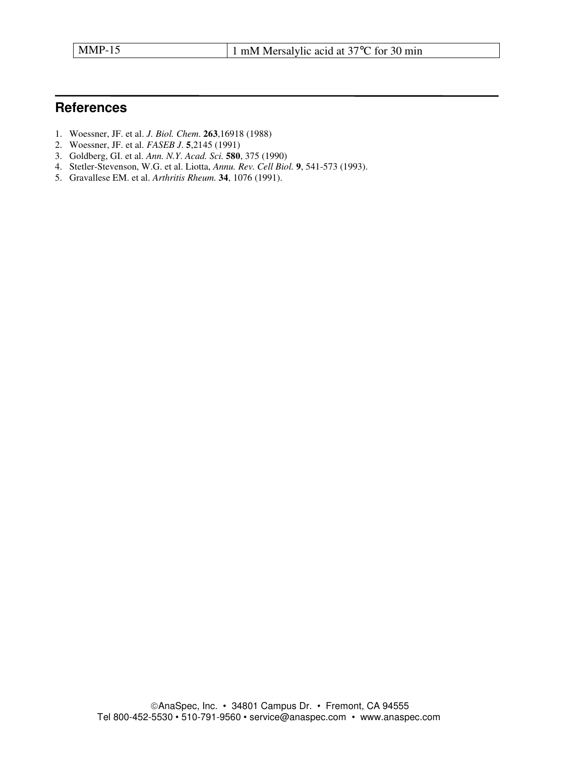| | |
|---|---|
| MMP-15 | 1 mM Mersalylic acid at 37°C for 30 min |

## References

1. Woessner, JF. et al. *J. Biol. Chem*. **263**,16918 (1988)
2. Woessner, JF. et al. *FASEB J*. **5**,2145 (1991)
3. Goldberg, GI. et al. *Ann. N.Y. Acad. Sci.* **580**, 375 (1990)
4. Stetler-Stevenson, W.G. et al. Liotta, *Annu. Rev. Cell Biol.* **9**, 541-573 (1993).
5. Gravallese EM. et al. *Arthritis Rheum.* **34**, 1076 (1991).

©AnaSpec, Inc. • 34801 Campus Dr. • Fremont, CA 94555
Tel 800-452-5530 • 510-791-9560 • service@anaspec.com • www.anaspec.com